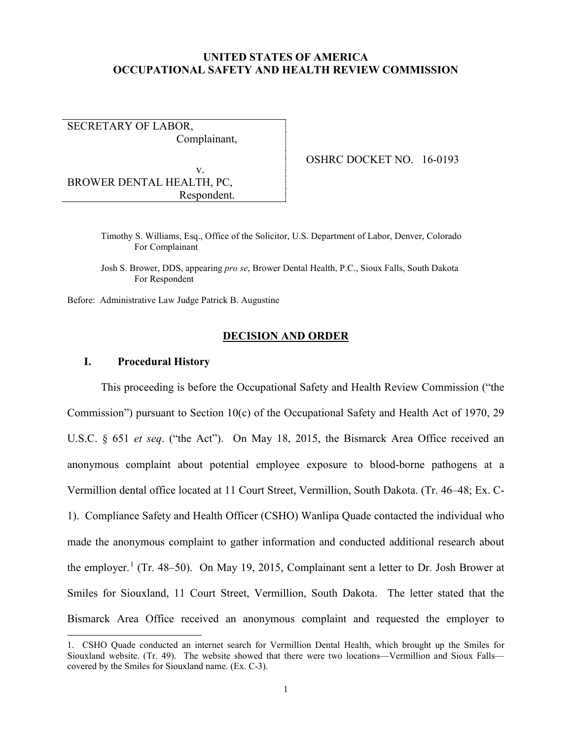# UNITED STATES OF AMERICA
# OCCUPATIONAL SAFETY AND HEALTH REVIEW COMMISSION

| | |
|---|---|
| SECRETARY OF LABOR,<br>Complainant,<br><br>v.<br><br>BROWER DENTAL HEALTH, PC,<br>Respondent. | OSHRC DOCKET NO. 16-0193 |

Timothy S. Williams, Esq., Office of the Solicitor, U.S. Department of Labor, Denver, Colorado
For Complainant

Josh S. Brower, DDS, appearing *pro se*, Brower Dental Health, P.C., Sioux Falls, South Dakota
For Respondent

Before: Administrative Law Judge Patrick B. Augustine

## DECISION AND ORDER

### I. Procedural History

This proceeding is before the Occupational Safety and Health Review Commission ("the Commission") pursuant to Section 10(c) of the Occupational Safety and Health Act of 1970, 29 U.S.C. § 651 *et seq*. ("the Act"). On May 18, 2015, the Bismarck Area Office received an anonymous complaint about potential employee exposure to blood-borne pathogens at a Vermillion dental office located at 11 Court Street, Vermillion, South Dakota. (Tr. 46–48; Ex. C-1). Compliance Safety and Health Officer (CSHO) Wanlipa Quade contacted the individual who made the anonymous complaint to gather information and conducted additional research about the employer.[1] (Tr. 48–50). On May 19, 2015, Complainant sent a letter to Dr. Josh Brower at Smiles for Siouxland, 11 Court Street, Vermillion, South Dakota. The letter stated that the Bismarck Area Office received an anonymous complaint and requested the employer to

---

1. CSHO Quade conducted an internet search for Vermillion Dental Health, which brought up the Smiles for Siouxland website. (Tr. 49). The website showed that there were two locations—Vermillion and Sioux Falls—covered by the Smiles for Siouxland name. (Ex. C-3).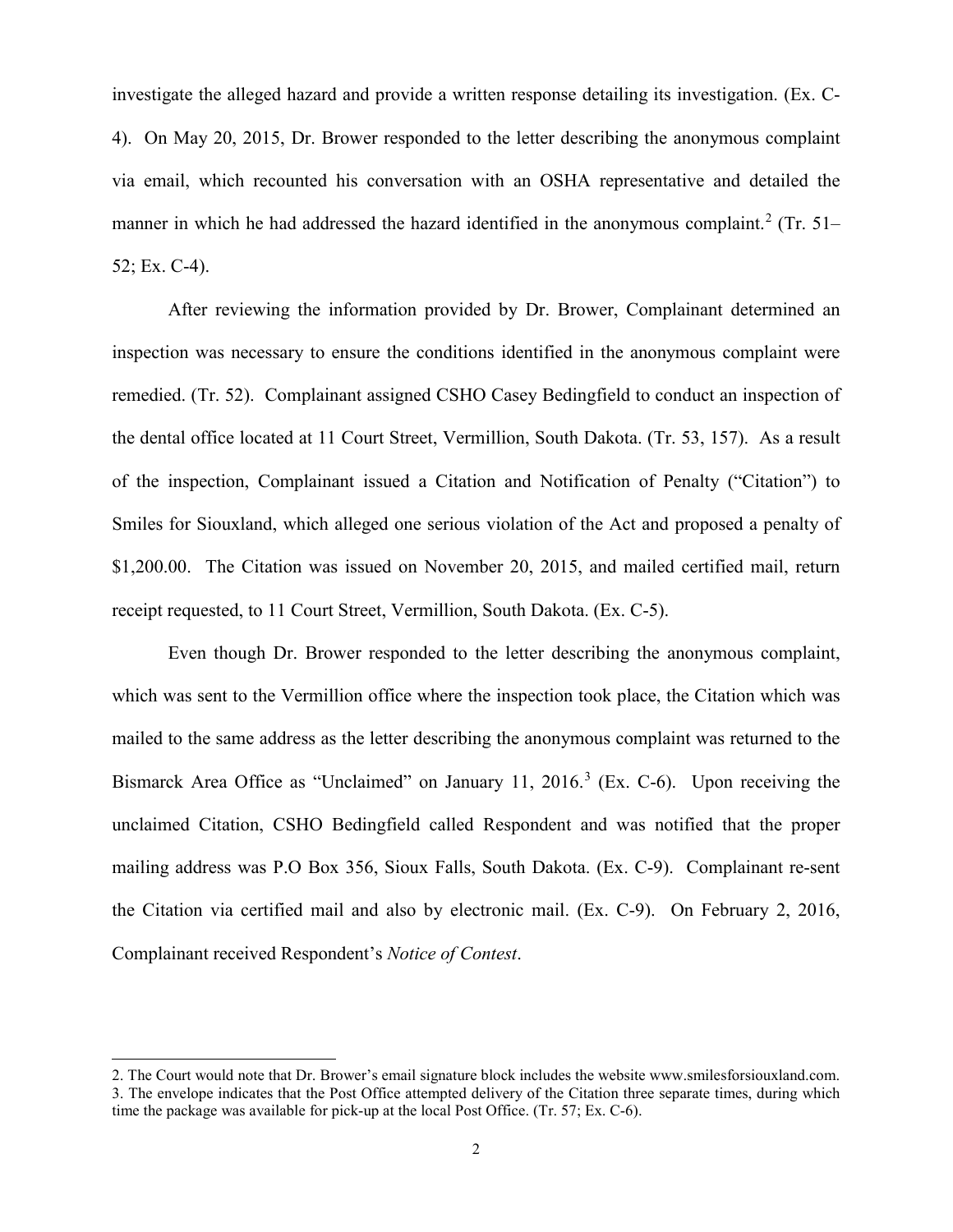investigate the alleged hazard and provide a written response detailing its investigation. (Ex. C-4). On May 20, 2015, Dr. Brower responded to the letter describing the anonymous complaint via email, which recounted his conversation with an OSHA representative and detailed the manner in which he had addressed the hazard identified in the anonymous complaint.[2] (Tr. 51–52; Ex. C-4).

After reviewing the information provided by Dr. Brower, Complainant determined an inspection was necessary to ensure the conditions identified in the anonymous complaint were remedied. (Tr. 52). Complainant assigned CSHO Casey Bedingfield to conduct an inspection of the dental office located at 11 Court Street, Vermillion, South Dakota. (Tr. 53, 157). As a result of the inspection, Complainant issued a Citation and Notification of Penalty ("Citation") to Smiles for Siouxland, which alleged one serious violation of the Act and proposed a penalty of $1,200.00. The Citation was issued on November 20, 2015, and mailed certified mail, return receipt requested, to 11 Court Street, Vermillion, South Dakota. (Ex. C-5).

Even though Dr. Brower responded to the letter describing the anonymous complaint, which was sent to the Vermillion office where the inspection took place, the Citation which was mailed to the same address as the letter describing the anonymous complaint was returned to the Bismarck Area Office as "Unclaimed" on January 11, 2016.[3] (Ex. C-6). Upon receiving the unclaimed Citation, CSHO Bedingfield called Respondent and was notified that the proper mailing address was P.O Box 356, Sioux Falls, South Dakota. (Ex. C-9). Complainant re-sent the Citation via certified mail and also by electronic mail. (Ex. C-9). On February 2, 2016, Complainant received Respondent's *Notice of Contest*.

---

2. The Court would note that Dr. Brower's email signature block includes the website www.smilesforsiouxland.com.
3. The envelope indicates that the Post Office attempted delivery of the Citation three separate times, during which time the package was available for pick-up at the local Post Office. (Tr. 57; Ex. C-6).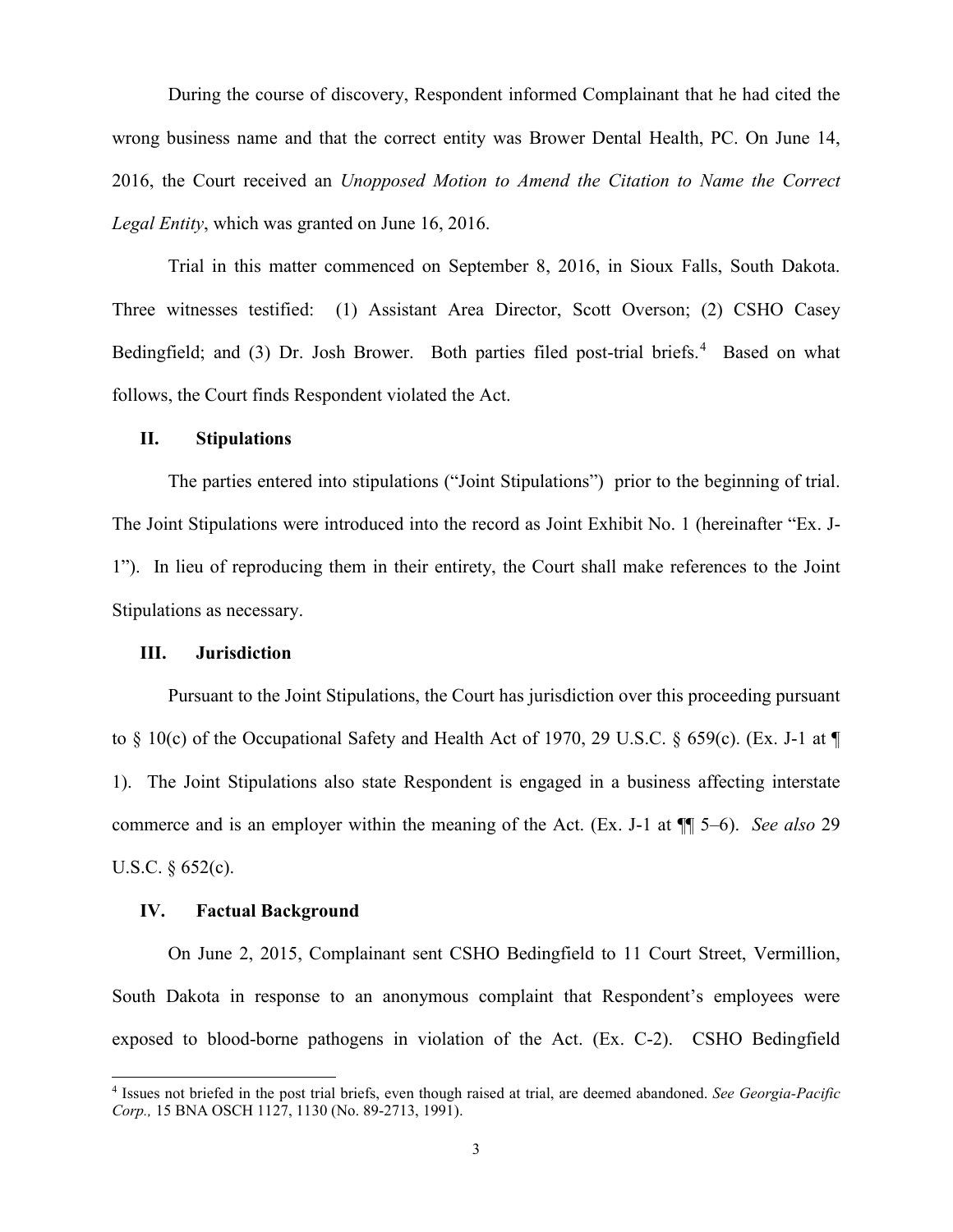During the course of discovery, Respondent informed Complainant that he had cited the wrong business name and that the correct entity was Brower Dental Health, PC. On June 14, 2016, the Court received an *Unopposed Motion to Amend the Citation to Name the Correct Legal Entity*, which was granted on June 16, 2016.

Trial in this matter commenced on September 8, 2016, in Sioux Falls, South Dakota. Three witnesses testified: (1) Assistant Area Director, Scott Overson; (2) CSHO Casey Bedingfield; and (3) Dr. Josh Brower. Both parties filed post-trial briefs.[4] Based on what follows, the Court finds Respondent violated the Act.

## II. Stipulations

The parties entered into stipulations ("Joint Stipulations") prior to the beginning of trial. The Joint Stipulations were introduced into the record as Joint Exhibit No. 1 (hereinafter "Ex. J-1"). In lieu of reproducing them in their entirety, the Court shall make references to the Joint Stipulations as necessary.

## III. Jurisdiction

Pursuant to the Joint Stipulations, the Court has jurisdiction over this proceeding pursuant to § 10(c) of the Occupational Safety and Health Act of 1970, 29 U.S.C. § 659(c). (Ex. J-1 at ¶ 1). The Joint Stipulations also state Respondent is engaged in a business affecting interstate commerce and is an employer within the meaning of the Act. (Ex. J-1 at ¶¶ 5–6). *See also* 29 U.S.C. § 652(c).

## IV. Factual Background

On June 2, 2015, Complainant sent CSHO Bedingfield to 11 Court Street, Vermillion, South Dakota in response to an anonymous complaint that Respondent's employees were exposed to blood-borne pathogens in violation of the Act. (Ex. C-2). CSHO Bedingfield

---

[4] Issues not briefed in the post trial briefs, even though raised at trial, are deemed abandoned. *See Georgia-Pacific Corp.,* 15 BNA OSCH 1127, 1130 (No. 89-2713, 1991).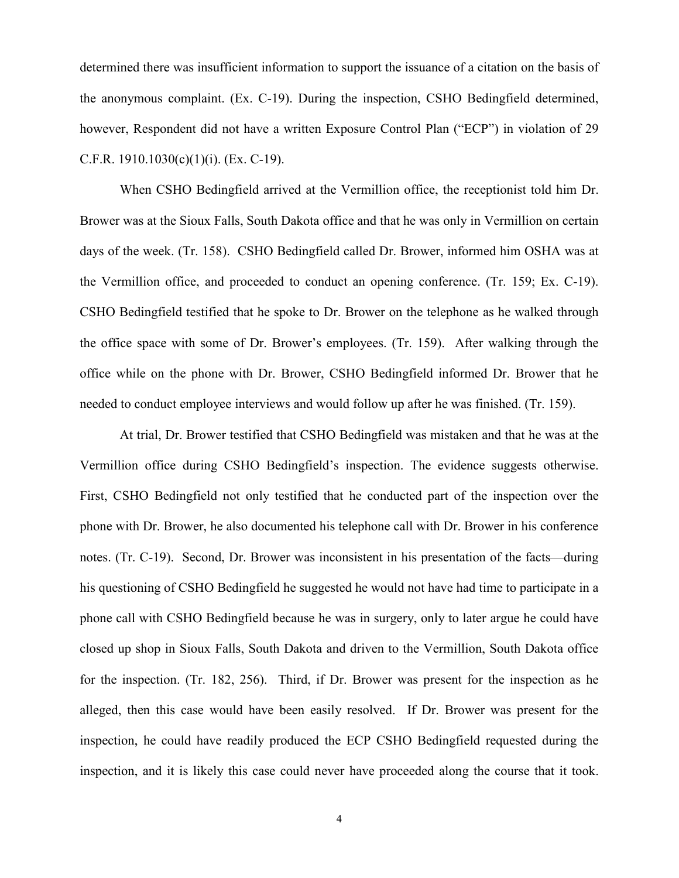determined there was insufficient information to support the issuance of a citation on the basis of the anonymous complaint. (Ex. C-19). During the inspection, CSHO Bedingfield determined, however, Respondent did not have a written Exposure Control Plan ("ECP") in violation of 29 C.F.R. 1910.1030(c)(1)(i). (Ex. C-19).

When CSHO Bedingfield arrived at the Vermillion office, the receptionist told him Dr. Brower was at the Sioux Falls, South Dakota office and that he was only in Vermillion on certain days of the week. (Tr. 158). CSHO Bedingfield called Dr. Brower, informed him OSHA was at the Vermillion office, and proceeded to conduct an opening conference. (Tr. 159; Ex. C-19). CSHO Bedingfield testified that he spoke to Dr. Brower on the telephone as he walked through the office space with some of Dr. Brower's employees. (Tr. 159). After walking through the office while on the phone with Dr. Brower, CSHO Bedingfield informed Dr. Brower that he needed to conduct employee interviews and would follow up after he was finished. (Tr. 159).

At trial, Dr. Brower testified that CSHO Bedingfield was mistaken and that he was at the Vermillion office during CSHO Bedingfield's inspection. The evidence suggests otherwise. First, CSHO Bedingfield not only testified that he conducted part of the inspection over the phone with Dr. Brower, he also documented his telephone call with Dr. Brower in his conference notes. (Tr. C-19). Second, Dr. Brower was inconsistent in his presentation of the facts—during his questioning of CSHO Bedingfield he suggested he would not have had time to participate in a phone call with CSHO Bedingfield because he was in surgery, only to later argue he could have closed up shop in Sioux Falls, South Dakota and driven to the Vermillion, South Dakota office for the inspection. (Tr. 182, 256). Third, if Dr. Brower was present for the inspection as he alleged, then this case would have been easily resolved. If Dr. Brower was present for the inspection, he could have readily produced the ECP CSHO Bedingfield requested during the inspection, and it is likely this case could never have proceeded along the course that it took.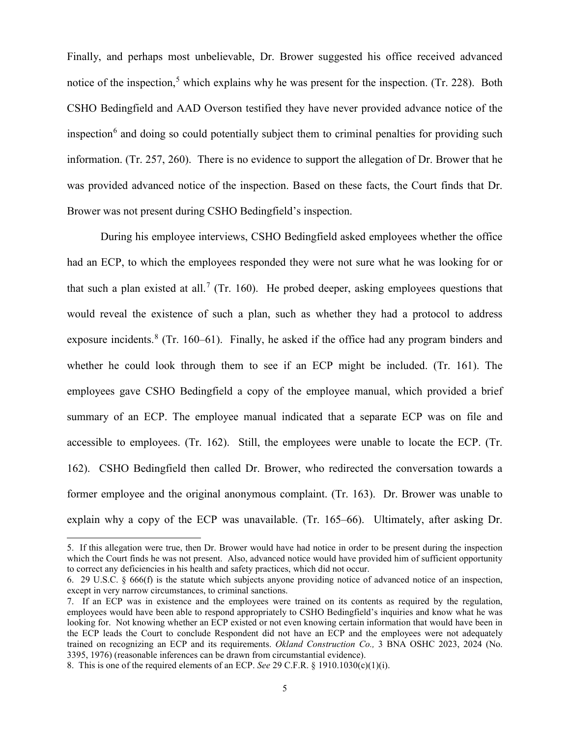Finally, and perhaps most unbelievable, Dr. Brower suggested his office received advanced notice of the inspection,[5] which explains why he was present for the inspection. (Tr. 228). Both CSHO Bedingfield and AAD Overson testified they have never provided advance notice of the inspection[6] and doing so could potentially subject them to criminal penalties for providing such information. (Tr. 257, 260). There is no evidence to support the allegation of Dr. Brower that he was provided advanced notice of the inspection. Based on these facts, the Court finds that Dr. Brower was not present during CSHO Bedingfield's inspection.

During his employee interviews, CSHO Bedingfield asked employees whether the office had an ECP, to which the employees responded they were not sure what he was looking for or that such a plan existed at all.[7] (Tr. 160). He probed deeper, asking employees questions that would reveal the existence of such a plan, such as whether they had a protocol to address exposure incidents.[8] (Tr. 160–61). Finally, he asked if the office had any program binders and whether he could look through them to see if an ECP might be included. (Tr. 161). The employees gave CSHO Bedingfield a copy of the employee manual, which provided a brief summary of an ECP. The employee manual indicated that a separate ECP was on file and accessible to employees. (Tr. 162). Still, the employees were unable to locate the ECP. (Tr. 162). CSHO Bedingfield then called Dr. Brower, who redirected the conversation towards a former employee and the original anonymous complaint. (Tr. 163). Dr. Brower was unable to explain why a copy of the ECP was unavailable. (Tr. 165–66). Ultimately, after asking Dr.

---

5. If this allegation were true, then Dr. Brower would have had notice in order to be present during the inspection which the Court finds he was not present. Also, advanced notice would have provided him of sufficient opportunity to correct any deficiencies in his health and safety practices, which did not occur.

6. 29 U.S.C. § 666(f) is the statute which subjects anyone providing notice of advanced notice of an inspection, except in very narrow circumstances, to criminal sanctions.

7. If an ECP was in existence and the employees were trained on its contents as required by the regulation, employees would have been able to respond appropriately to CSHO Bedingfield's inquiries and know what he was looking for. Not knowing whether an ECP existed or not even knowing certain information that would have been in the ECP leads the Court to conclude Respondent did not have an ECP and the employees were not adequately trained on recognizing an ECP and its requirements. *Okland Construction Co.,* 3 BNA OSHC 2023, 2024 (No. 3395, 1976) (reasonable inferences can be drawn from circumstantial evidence).

8. This is one of the required elements of an ECP. *See* 29 C.F.R. § 1910.1030(c)(1)(i).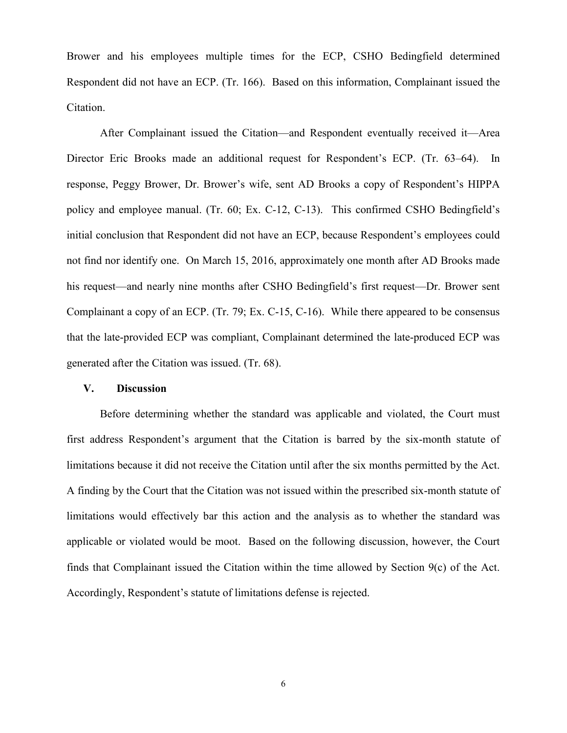Brower and his employees multiple times for the ECP, CSHO Bedingfield determined Respondent did not have an ECP. (Tr. 166). Based on this information, Complainant issued the Citation.

After Complainant issued the Citation—and Respondent eventually received it—Area Director Eric Brooks made an additional request for Respondent's ECP. (Tr. 63–64). In response, Peggy Brower, Dr. Brower's wife, sent AD Brooks a copy of Respondent's HIPPA policy and employee manual. (Tr. 60; Ex. C-12, C-13). This confirmed CSHO Bedingfield's initial conclusion that Respondent did not have an ECP, because Respondent's employees could not find nor identify one. On March 15, 2016, approximately one month after AD Brooks made his request—and nearly nine months after CSHO Bedingfield's first request—Dr. Brower sent Complainant a copy of an ECP. (Tr. 79; Ex. C-15, C-16). While there appeared to be consensus that the late-provided ECP was compliant, Complainant determined the late-produced ECP was generated after the Citation was issued. (Tr. 68).

## V. Discussion

Before determining whether the standard was applicable and violated, the Court must first address Respondent's argument that the Citation is barred by the six-month statute of limitations because it did not receive the Citation until after the six months permitted by the Act. A finding by the Court that the Citation was not issued within the prescribed six-month statute of limitations would effectively bar this action and the analysis as to whether the standard was applicable or violated would be moot. Based on the following discussion, however, the Court finds that Complainant issued the Citation within the time allowed by Section 9(c) of the Act. Accordingly, Respondent's statute of limitations defense is rejected.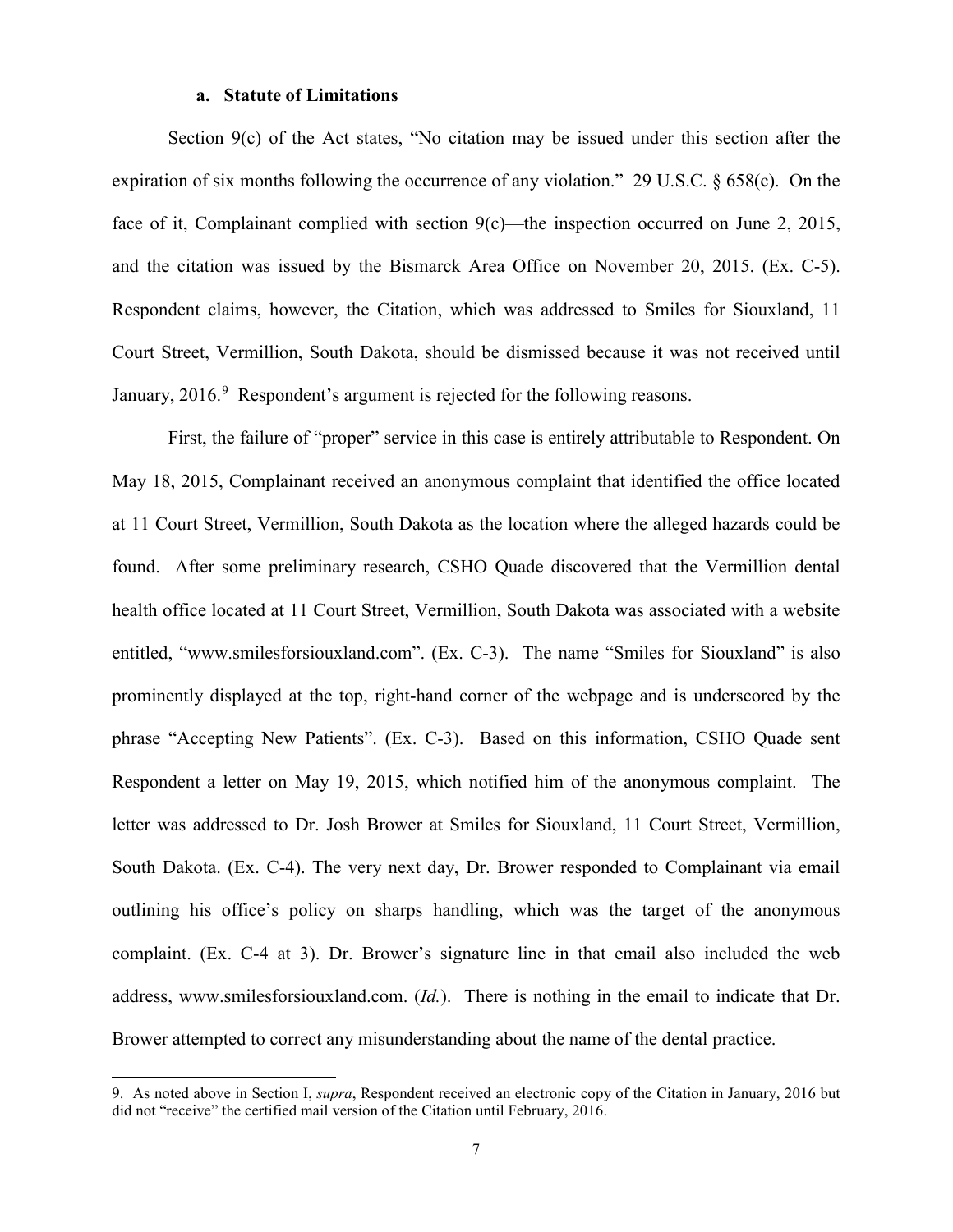### a. Statute of Limitations

Section 9(c) of the Act states, "No citation may be issued under this section after the expiration of six months following the occurrence of any violation." 29 U.S.C. § 658(c). On the face of it, Complainant complied with section 9(c)—the inspection occurred on June 2, 2015, and the citation was issued by the Bismarck Area Office on November 20, 2015. (Ex. C-5). Respondent claims, however, the Citation, which was addressed to Smiles for Siouxland, 11 Court Street, Vermillion, South Dakota, should be dismissed because it was not received until January, 2016.[9] Respondent's argument is rejected for the following reasons.

First, the failure of "proper" service in this case is entirely attributable to Respondent. On May 18, 2015, Complainant received an anonymous complaint that identified the office located at 11 Court Street, Vermillion, South Dakota as the location where the alleged hazards could be found. After some preliminary research, CSHO Quade discovered that the Vermillion dental health office located at 11 Court Street, Vermillion, South Dakota was associated with a website entitled, "www.smilesforsiouxland.com". (Ex. C-3). The name "Smiles for Siouxland" is also prominently displayed at the top, right-hand corner of the webpage and is underscored by the phrase "Accepting New Patients". (Ex. C-3). Based on this information, CSHO Quade sent Respondent a letter on May 19, 2015, which notified him of the anonymous complaint. The letter was addressed to Dr. Josh Brower at Smiles for Siouxland, 11 Court Street, Vermillion, South Dakota. (Ex. C-4). The very next day, Dr. Brower responded to Complainant via email outlining his office's policy on sharps handling, which was the target of the anonymous complaint. (Ex. C-4 at 3). Dr. Brower's signature line in that email also included the web address, www.smilesforsiouxland.com. (*Id.*). There is nothing in the email to indicate that Dr. Brower attempted to correct any misunderstanding about the name of the dental practice.

---

9. As noted above in Section I, *supra*, Respondent received an electronic copy of the Citation in January, 2016 but did not "receive" the certified mail version of the Citation until February, 2016.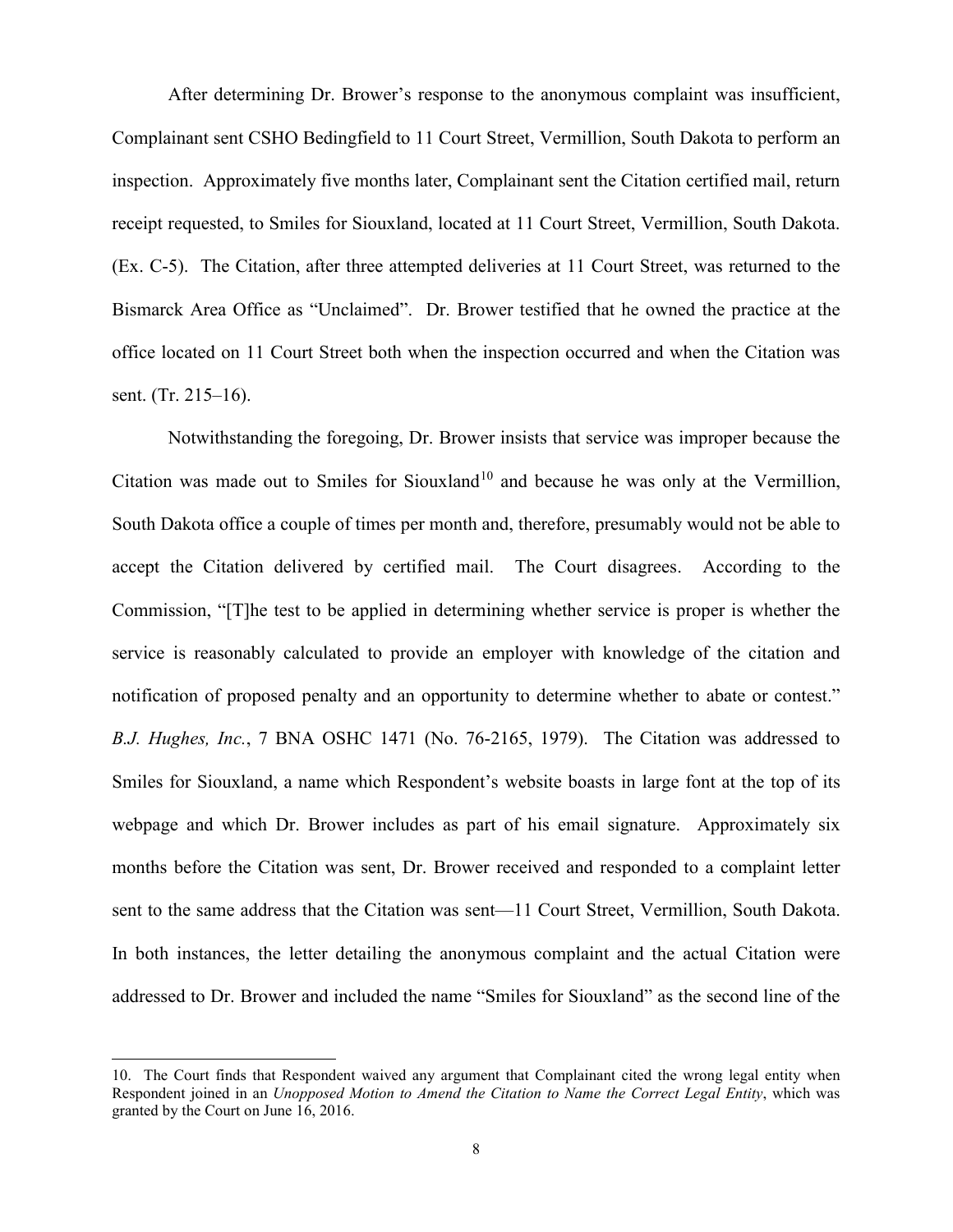After determining Dr. Brower's response to the anonymous complaint was insufficient, Complainant sent CSHO Bedingfield to 11 Court Street, Vermillion, South Dakota to perform an inspection. Approximately five months later, Complainant sent the Citation certified mail, return receipt requested, to Smiles for Siouxland, located at 11 Court Street, Vermillion, South Dakota. (Ex. C-5). The Citation, after three attempted deliveries at 11 Court Street, was returned to the Bismarck Area Office as "Unclaimed". Dr. Brower testified that he owned the practice at the office located on 11 Court Street both when the inspection occurred and when the Citation was sent. (Tr. 215–16).

Notwithstanding the foregoing, Dr. Brower insists that service was improper because the Citation was made out to Smiles for Siouxland[10] and because he was only at the Vermillion, South Dakota office a couple of times per month and, therefore, presumably would not be able to accept the Citation delivered by certified mail. The Court disagrees. According to the Commission, "[T]he test to be applied in determining whether service is proper is whether the service is reasonably calculated to provide an employer with knowledge of the citation and notification of proposed penalty and an opportunity to determine whether to abate or contest." *B.J. Hughes, Inc.*, 7 BNA OSHC 1471 (No. 76-2165, 1979). The Citation was addressed to Smiles for Siouxland, a name which Respondent's website boasts in large font at the top of its webpage and which Dr. Brower includes as part of his email signature. Approximately six months before the Citation was sent, Dr. Brower received and responded to a complaint letter sent to the same address that the Citation was sent—11 Court Street, Vermillion, South Dakota. In both instances, the letter detailing the anonymous complaint and the actual Citation were addressed to Dr. Brower and included the name "Smiles for Siouxland" as the second line of the

---

10. The Court finds that Respondent waived any argument that Complainant cited the wrong legal entity when Respondent joined in an *Unopposed Motion to Amend the Citation to Name the Correct Legal Entity*, which was granted by the Court on June 16, 2016.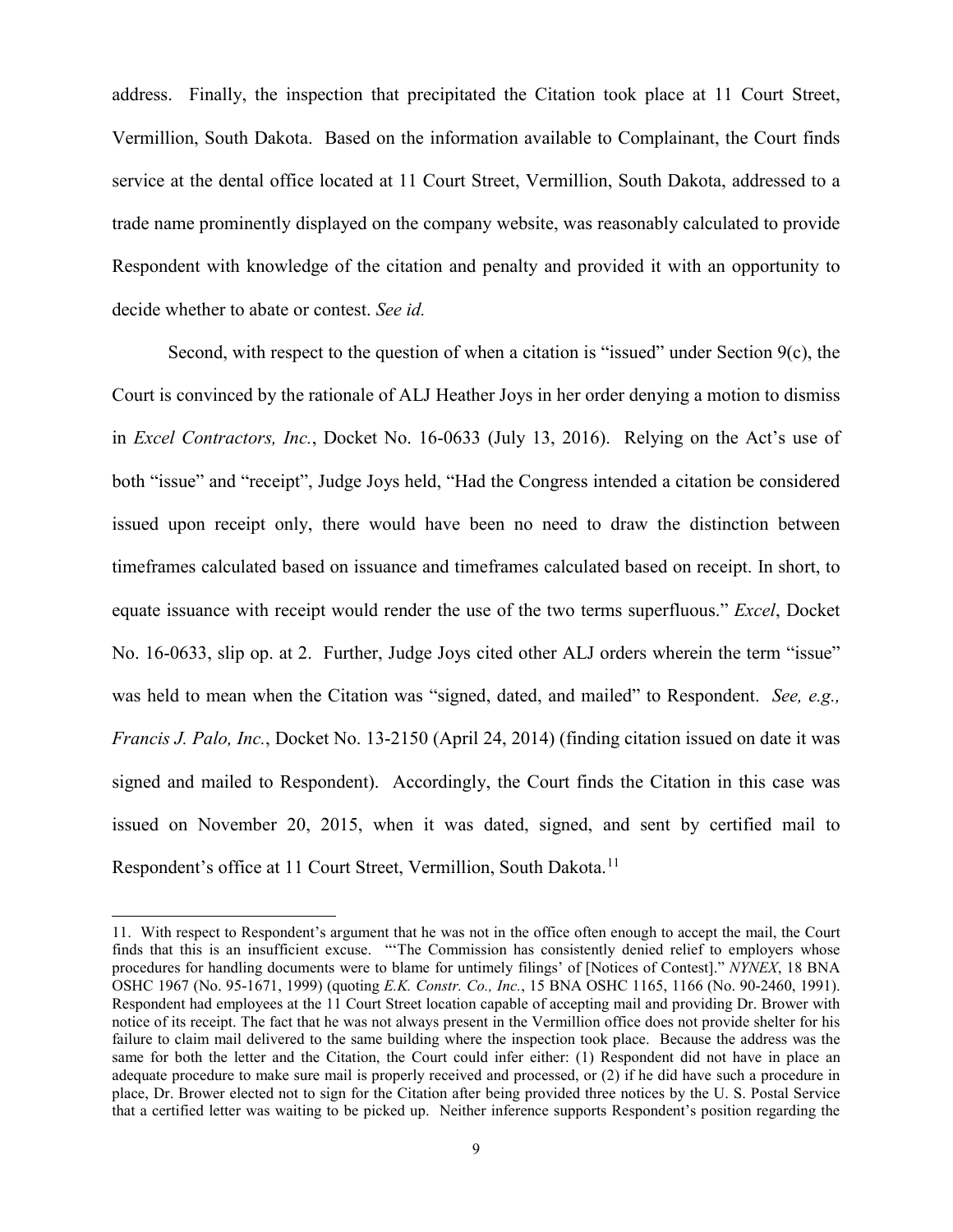address. Finally, the inspection that precipitated the Citation took place at 11 Court Street, Vermillion, South Dakota. Based on the information available to Complainant, the Court finds service at the dental office located at 11 Court Street, Vermillion, South Dakota, addressed to a trade name prominently displayed on the company website, was reasonably calculated to provide Respondent with knowledge of the citation and penalty and provided it with an opportunity to decide whether to abate or contest. *See id.*

Second, with respect to the question of when a citation is "issued" under Section 9(c), the Court is convinced by the rationale of ALJ Heather Joys in her order denying a motion to dismiss in *Excel Contractors, Inc.*, Docket No. 16-0633 (July 13, 2016). Relying on the Act's use of both "issue" and "receipt", Judge Joys held, "Had the Congress intended a citation be considered issued upon receipt only, there would have been no need to draw the distinction between timeframes calculated based on issuance and timeframes calculated based on receipt. In short, to equate issuance with receipt would render the use of the two terms superfluous." *Excel*, Docket No. 16-0633, slip op. at 2. Further, Judge Joys cited other ALJ orders wherein the term "issue" was held to mean when the Citation was "signed, dated, and mailed" to Respondent. *See, e.g., Francis J. Palo, Inc.*, Docket No. 13-2150 (April 24, 2014) (finding citation issued on date it was signed and mailed to Respondent). Accordingly, the Court finds the Citation in this case was issued on November 20, 2015, when it was dated, signed, and sent by certified mail to Respondent's office at 11 Court Street, Vermillion, South Dakota.[11]

---

11. With respect to Respondent's argument that he was not in the office often enough to accept the mail, the Court finds that this is an insufficient excuse. "'The Commission has consistently denied relief to employers whose procedures for handling documents were to blame for untimely filings' of [Notices of Contest]." *NYNEX*, 18 BNA OSHC 1967 (No. 95-1671, 1999) (quoting *E.K. Constr. Co., Inc.*, 15 BNA OSHC 1165, 1166 (No. 90-2460, 1991). Respondent had employees at the 11 Court Street location capable of accepting mail and providing Dr. Brower with notice of its receipt. The fact that he was not always present in the Vermillion office does not provide shelter for his failure to claim mail delivered to the same building where the inspection took place. Because the address was the same for both the letter and the Citation, the Court could infer either: (1) Respondent did not have in place an adequate procedure to make sure mail is properly received and processed, or (2) if he did have such a procedure in place, Dr. Brower elected not to sign for the Citation after being provided three notices by the U. S. Postal Service that a certified letter was waiting to be picked up. Neither inference supports Respondent's position regarding the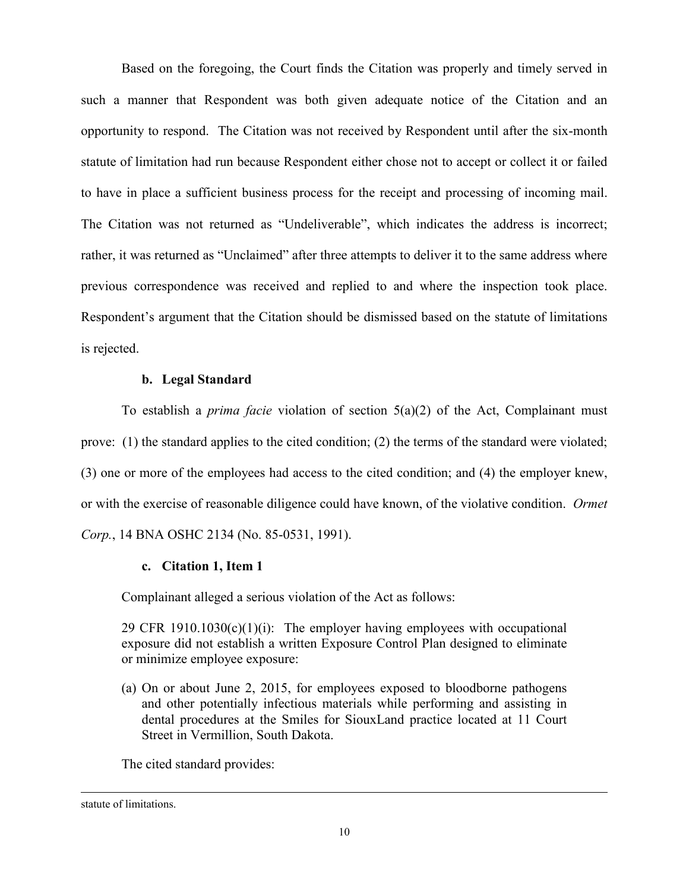Based on the foregoing, the Court finds the Citation was properly and timely served in such a manner that Respondent was both given adequate notice of the Citation and an opportunity to respond. The Citation was not received by Respondent until after the six-month statute of limitation had run because Respondent either chose not to accept or collect it or failed to have in place a sufficient business process for the receipt and processing of incoming mail. The Citation was not returned as "Undeliverable", which indicates the address is incorrect; rather, it was returned as "Unclaimed" after three attempts to deliver it to the same address where previous correspondence was received and replied to and where the inspection took place. Respondent's argument that the Citation should be dismissed based on the statute of limitations is rejected.

### b. Legal Standard

To establish a *prima facie* violation of section 5(a)(2) of the Act, Complainant must prove: (1) the standard applies to the cited condition; (2) the terms of the standard were violated; (3) one or more of the employees had access to the cited condition; and (4) the employer knew, or with the exercise of reasonable diligence could have known, of the violative condition. *Ormet Corp.*, 14 BNA OSHC 2134 (No. 85-0531, 1991).

### c. Citation 1, Item 1

Complainant alleged a serious violation of the Act as follows:

> 29 CFR 1910.1030(c)(1)(i): The employer having employees with occupational exposure did not establish a written Exposure Control Plan designed to eliminate or minimize employee exposure:
>
> (a) On or about June 2, 2015, for employees exposed to bloodborne pathogens and other potentially infectious materials while performing and assisting in dental procedures at the Smiles for SiouxLand practice located at 11 Court Street in Vermillion, South Dakota.

The cited standard provides:

---

statute of limitations.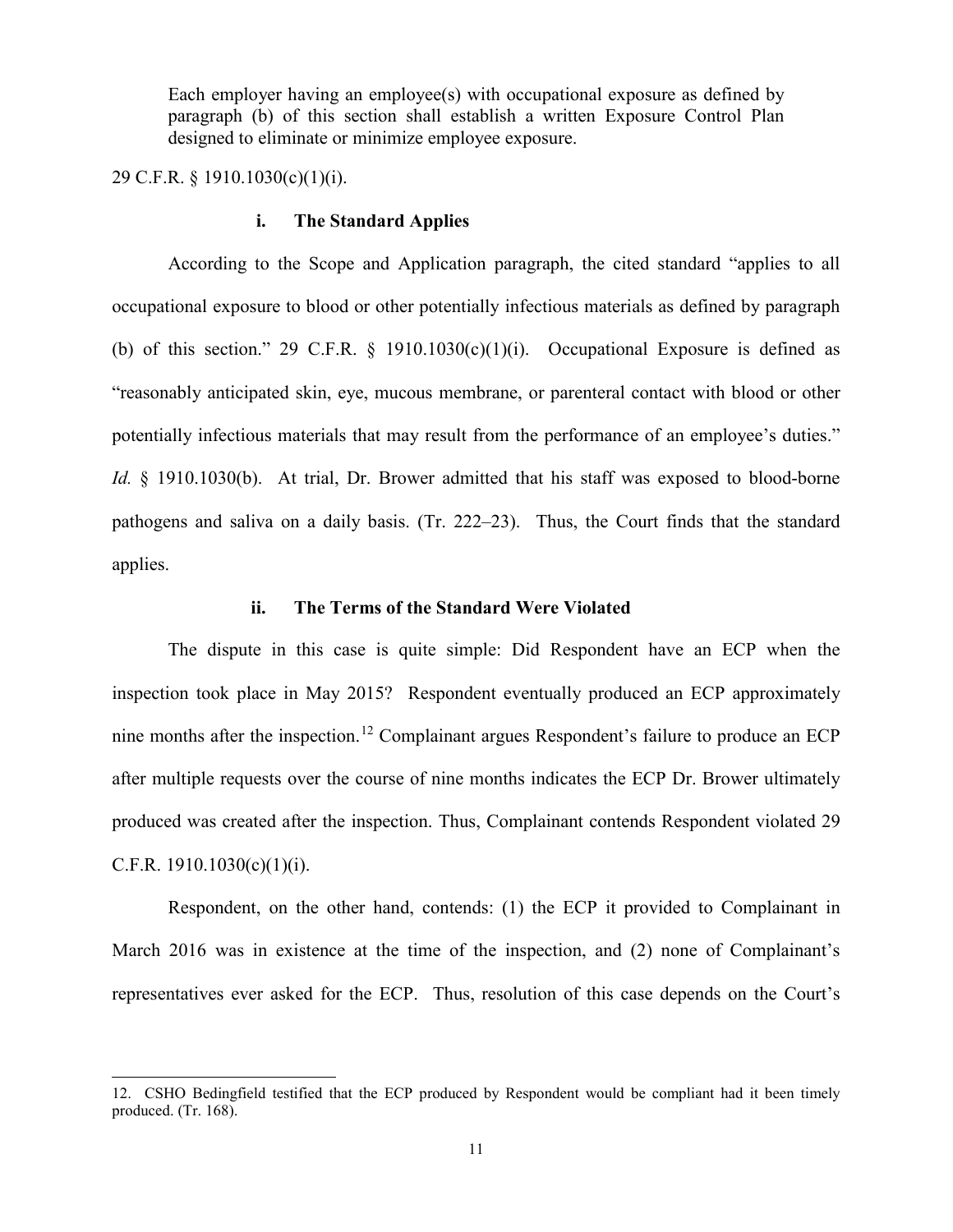> Each employer having an employee(s) with occupational exposure as defined by paragraph (b) of this section shall establish a written Exposure Control Plan designed to eliminate or minimize employee exposure.

29 C.F.R. § 1910.1030(c)(1)(i).

#### i. The Standard Applies

According to the Scope and Application paragraph, the cited standard "applies to all occupational exposure to blood or other potentially infectious materials as defined by paragraph (b) of this section." 29 C.F.R. § 1910.1030(c)(1)(i). Occupational Exposure is defined as "reasonably anticipated skin, eye, mucous membrane, or parenteral contact with blood or other potentially infectious materials that may result from the performance of an employee's duties." *Id.* § 1910.1030(b). At trial, Dr. Brower admitted that his staff was exposed to blood-borne pathogens and saliva on a daily basis. (Tr. 222–23). Thus, the Court finds that the standard applies.

#### ii. The Terms of the Standard Were Violated

The dispute in this case is quite simple: Did Respondent have an ECP when the inspection took place in May 2015? Respondent eventually produced an ECP approximately nine months after the inspection.[12] Complainant argues Respondent's failure to produce an ECP after multiple requests over the course of nine months indicates the ECP Dr. Brower ultimately produced was created after the inspection. Thus, Complainant contends Respondent violated 29 C.F.R. 1910.1030(c)(1)(i).

Respondent, on the other hand, contends: (1) the ECP it provided to Complainant in March 2016 was in existence at the time of the inspection, and (2) none of Complainant's representatives ever asked for the ECP. Thus, resolution of this case depends on the Court's

---

12. CSHO Bedingfield testified that the ECP produced by Respondent would be compliant had it been timely produced. (Tr. 168).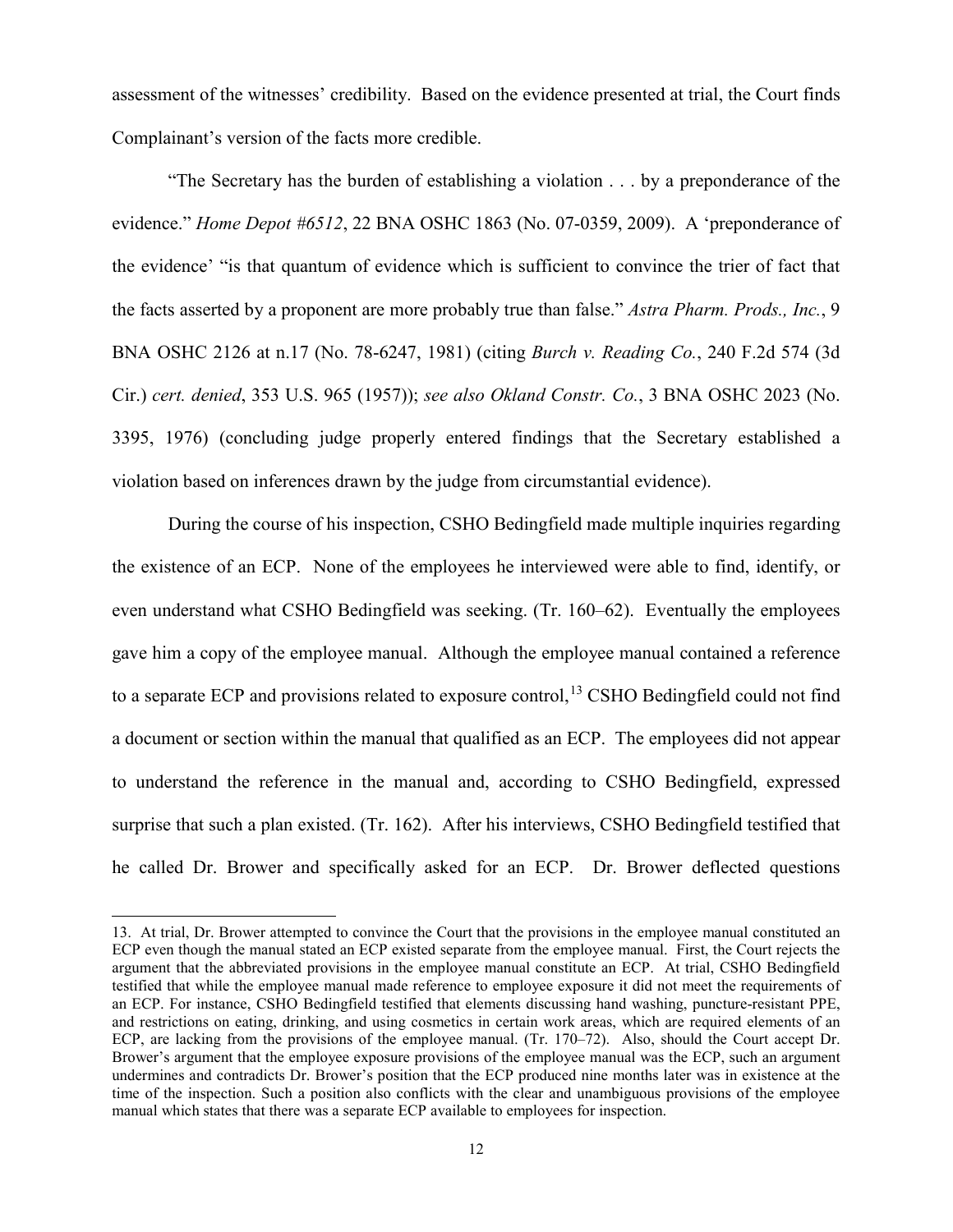assessment of the witnesses' credibility. Based on the evidence presented at trial, the Court finds Complainant's version of the facts more credible.

"The Secretary has the burden of establishing a violation . . . by a preponderance of the evidence." *Home Depot #6512*, 22 BNA OSHC 1863 (No. 07-0359, 2009). A 'preponderance of the evidence' "is that quantum of evidence which is sufficient to convince the trier of fact that the facts asserted by a proponent are more probably true than false." *Astra Pharm. Prods., Inc.*, 9 BNA OSHC 2126 at n.17 (No. 78-6247, 1981) (citing *Burch v. Reading Co.*, 240 F.2d 574 (3d Cir.) *cert. denied*, 353 U.S. 965 (1957)); *see also Okland Constr. Co.*, 3 BNA OSHC 2023 (No. 3395, 1976) (concluding judge properly entered findings that the Secretary established a violation based on inferences drawn by the judge from circumstantial evidence).

During the course of his inspection, CSHO Bedingfield made multiple inquiries regarding the existence of an ECP. None of the employees he interviewed were able to find, identify, or even understand what CSHO Bedingfield was seeking. (Tr. 160–62). Eventually the employees gave him a copy of the employee manual. Although the employee manual contained a reference to a separate ECP and provisions related to exposure control,[13] CSHO Bedingfield could not find a document or section within the manual that qualified as an ECP. The employees did not appear to understand the reference in the manual and, according to CSHO Bedingfield, expressed surprise that such a plan existed. (Tr. 162). After his interviews, CSHO Bedingfield testified that he called Dr. Brower and specifically asked for an ECP. Dr. Brower deflected questions

---

13. At trial, Dr. Brower attempted to convince the Court that the provisions in the employee manual constituted an ECP even though the manual stated an ECP existed separate from the employee manual. First, the Court rejects the argument that the abbreviated provisions in the employee manual constitute an ECP. At trial, CSHO Bedingfield testified that while the employee manual made reference to employee exposure it did not meet the requirements of an ECP. For instance, CSHO Bedingfield testified that elements discussing hand washing, puncture-resistant PPE, and restrictions on eating, drinking, and using cosmetics in certain work areas, which are required elements of an ECP, are lacking from the provisions of the employee manual. (Tr. 170–72). Also, should the Court accept Dr. Brower's argument that the employee exposure provisions of the employee manual was the ECP, such an argument undermines and contradicts Dr. Brower's position that the ECP produced nine months later was in existence at the time of the inspection. Such a position also conflicts with the clear and unambiguous provisions of the employee manual which states that there was a separate ECP available to employees for inspection.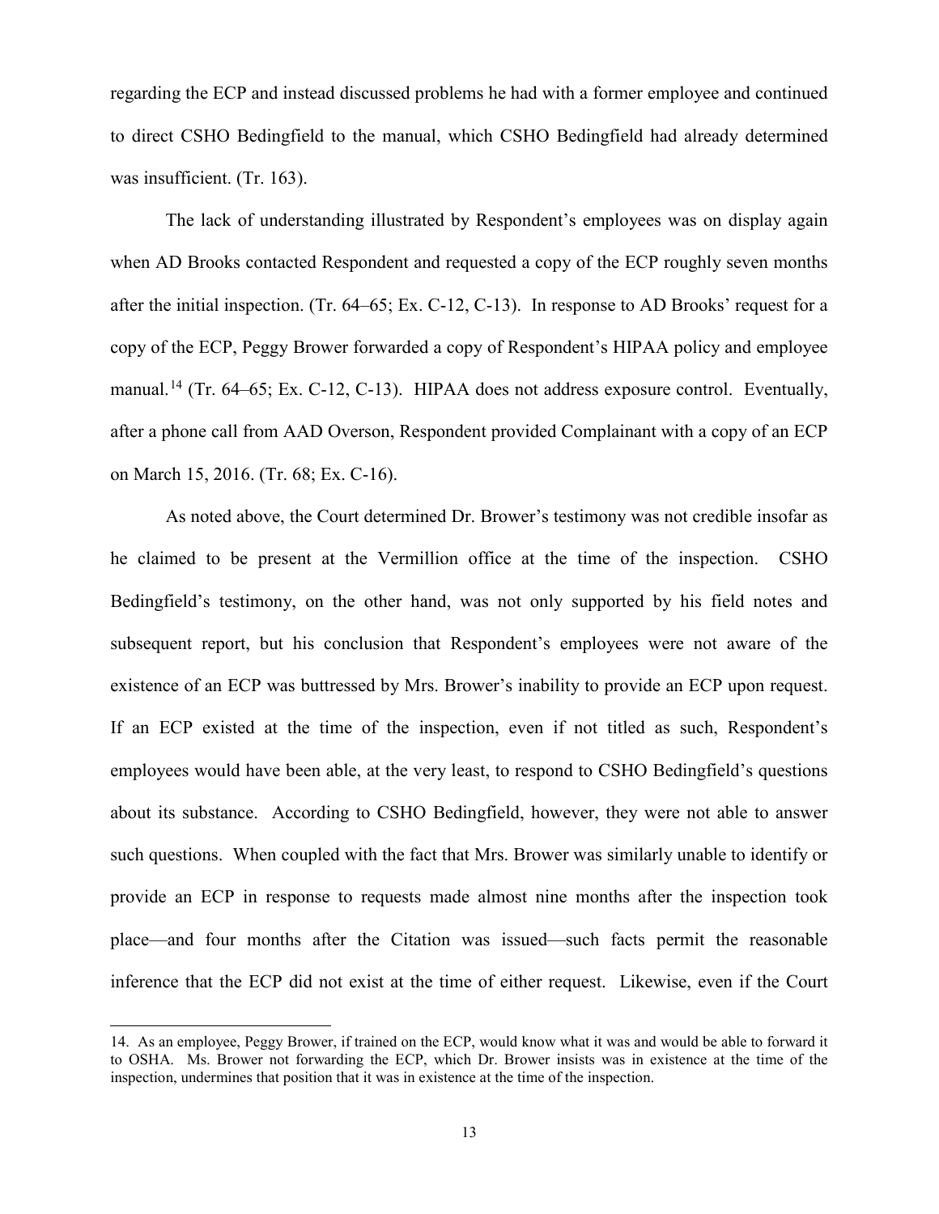regarding the ECP and instead discussed problems he had with a former employee and continued to direct CSHO Bedingfield to the manual, which CSHO Bedingfield had already determined was insufficient. (Tr. 163).

The lack of understanding illustrated by Respondent's employees was on display again when AD Brooks contacted Respondent and requested a copy of the ECP roughly seven months after the initial inspection. (Tr. 64–65; Ex. C-12, C-13). In response to AD Brooks' request for a copy of the ECP, Peggy Brower forwarded a copy of Respondent's HIPAA policy and employee manual.[14] (Tr. 64–65; Ex. C-12, C-13). HIPAA does not address exposure control. Eventually, after a phone call from AAD Overson, Respondent provided Complainant with a copy of an ECP on March 15, 2016. (Tr. 68; Ex. C-16).

As noted above, the Court determined Dr. Brower's testimony was not credible insofar as he claimed to be present at the Vermillion office at the time of the inspection. CSHO Bedingfield's testimony, on the other hand, was not only supported by his field notes and subsequent report, but his conclusion that Respondent's employees were not aware of the existence of an ECP was buttressed by Mrs. Brower's inability to provide an ECP upon request. If an ECP existed at the time of the inspection, even if not titled as such, Respondent's employees would have been able, at the very least, to respond to CSHO Bedingfield's questions about its substance. According to CSHO Bedingfield, however, they were not able to answer such questions. When coupled with the fact that Mrs. Brower was similarly unable to identify or provide an ECP in response to requests made almost nine months after the inspection took place—and four months after the Citation was issued—such facts permit the reasonable inference that the ECP did not exist at the time of either request. Likewise, even if the Court

---

14. As an employee, Peggy Brower, if trained on the ECP, would know what it was and would be able to forward it to OSHA. Ms. Brower not forwarding the ECP, which Dr. Brower insists was in existence at the time of the inspection, undermines that position that it was in existence at the time of the inspection.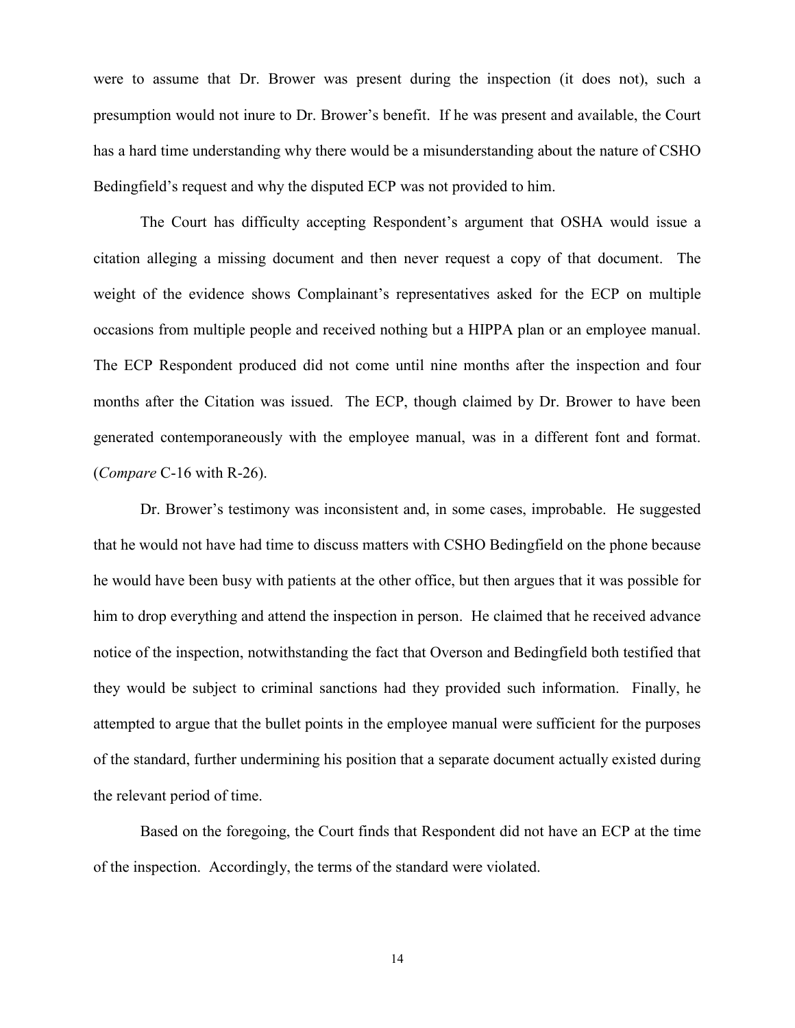were to assume that Dr. Brower was present during the inspection (it does not), such a presumption would not inure to Dr. Brower's benefit. If he was present and available, the Court has a hard time understanding why there would be a misunderstanding about the nature of CSHO Bedingfield's request and why the disputed ECP was not provided to him.

The Court has difficulty accepting Respondent's argument that OSHA would issue a citation alleging a missing document and then never request a copy of that document. The weight of the evidence shows Complainant's representatives asked for the ECP on multiple occasions from multiple people and received nothing but a HIPPA plan or an employee manual. The ECP Respondent produced did not come until nine months after the inspection and four months after the Citation was issued. The ECP, though claimed by Dr. Brower to have been generated contemporaneously with the employee manual, was in a different font and format. (*Compare* C-16 with R-26).

Dr. Brower's testimony was inconsistent and, in some cases, improbable. He suggested that he would not have had time to discuss matters with CSHO Bedingfield on the phone because he would have been busy with patients at the other office, but then argues that it was possible for him to drop everything and attend the inspection in person. He claimed that he received advance notice of the inspection, notwithstanding the fact that Overson and Bedingfield both testified that they would be subject to criminal sanctions had they provided such information. Finally, he attempted to argue that the bullet points in the employee manual were sufficient for the purposes of the standard, further undermining his position that a separate document actually existed during the relevant period of time.

Based on the foregoing, the Court finds that Respondent did not have an ECP at the time of the inspection. Accordingly, the terms of the standard were violated.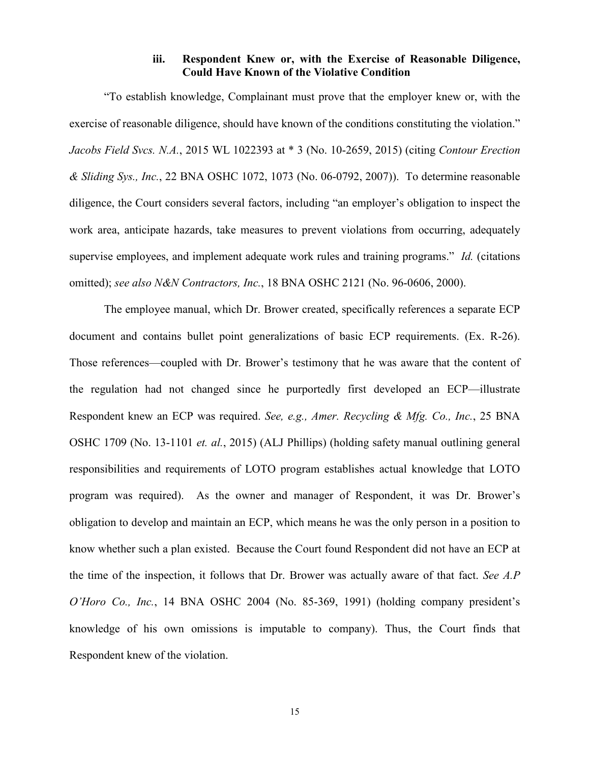### iii. Respondent Knew or, with the Exercise of Reasonable Diligence, Could Have Known of the Violative Condition

"To establish knowledge, Complainant must prove that the employer knew or, with the exercise of reasonable diligence, should have known of the conditions constituting the violation." *Jacobs Field Svcs. N.A.*, 2015 WL 1022393 at * 3 (No. 10-2659, 2015) (citing *Contour Erection & Sliding Sys., Inc.*, 22 BNA OSHC 1072, 1073 (No. 06-0792, 2007)). To determine reasonable diligence, the Court considers several factors, including "an employer's obligation to inspect the work area, anticipate hazards, take measures to prevent violations from occurring, adequately supervise employees, and implement adequate work rules and training programs." *Id.* (citations omitted); *see also N&N Contractors, Inc.*, 18 BNA OSHC 2121 (No. 96-0606, 2000).

The employee manual, which Dr. Brower created, specifically references a separate ECP document and contains bullet point generalizations of basic ECP requirements. (Ex. R-26). Those references—coupled with Dr. Brower's testimony that he was aware that the content of the regulation had not changed since he purportedly first developed an ECP—illustrate Respondent knew an ECP was required. *See, e.g., Amer. Recycling & Mfg. Co., Inc.*, 25 BNA OSHC 1709 (No. 13-1101 *et. al.*, 2015) (ALJ Phillips) (holding safety manual outlining general responsibilities and requirements of LOTO program establishes actual knowledge that LOTO program was required). As the owner and manager of Respondent, it was Dr. Brower's obligation to develop and maintain an ECP, which means he was the only person in a position to know whether such a plan existed. Because the Court found Respondent did not have an ECP at the time of the inspection, it follows that Dr. Brower was actually aware of that fact. *See A.P O'Horo Co., Inc.*, 14 BNA OSHC 2004 (No. 85-369, 1991) (holding company president's knowledge of his own omissions is imputable to company). Thus, the Court finds that Respondent knew of the violation.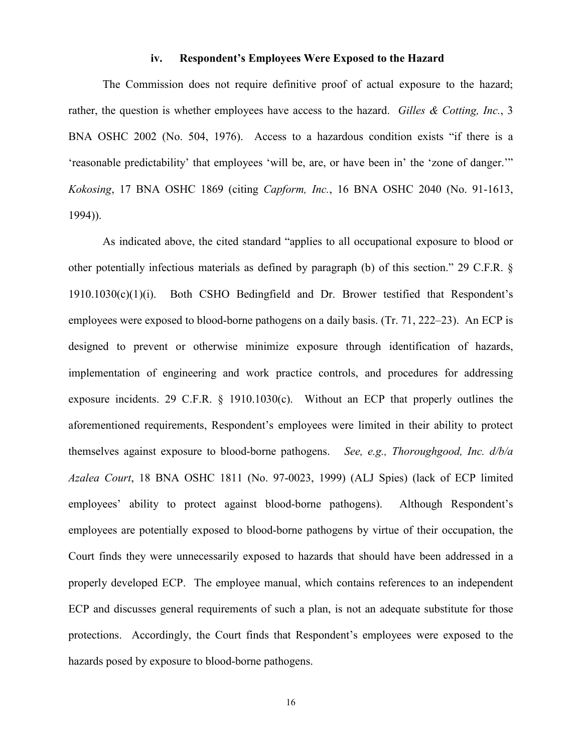### iv. Respondent's Employees Were Exposed to the Hazard

The Commission does not require definitive proof of actual exposure to the hazard; rather, the question is whether employees have access to the hazard. *Gilles & Cotting, Inc.*, 3 BNA OSHC 2002 (No. 504, 1976). Access to a hazardous condition exists "if there is a 'reasonable predictability' that employees 'will be, are, or have been in' the 'zone of danger.'" *Kokosing*, 17 BNA OSHC 1869 (citing *Capform, Inc.*, 16 BNA OSHC 2040 (No. 91-1613, 1994)).

As indicated above, the cited standard "applies to all occupational exposure to blood or other potentially infectious materials as defined by paragraph (b) of this section." 29 C.F.R. § 1910.1030(c)(1)(i). Both CSHO Bedingfield and Dr. Brower testified that Respondent's employees were exposed to blood-borne pathogens on a daily basis. (Tr. 71, 222–23). An ECP is designed to prevent or otherwise minimize exposure through identification of hazards, implementation of engineering and work practice controls, and procedures for addressing exposure incidents. 29 C.F.R. § 1910.1030(c). Without an ECP that properly outlines the aforementioned requirements, Respondent's employees were limited in their ability to protect themselves against exposure to blood-borne pathogens. *See, e.g., Thoroughgood, Inc. d/b/a Azalea Court*, 18 BNA OSHC 1811 (No. 97-0023, 1999) (ALJ Spies) (lack of ECP limited employees' ability to protect against blood-borne pathogens). Although Respondent's employees are potentially exposed to blood-borne pathogens by virtue of their occupation, the Court finds they were unnecessarily exposed to hazards that should have been addressed in a properly developed ECP. The employee manual, which contains references to an independent ECP and discusses general requirements of such a plan, is not an adequate substitute for those protections. Accordingly, the Court finds that Respondent's employees were exposed to the hazards posed by exposure to blood-borne pathogens.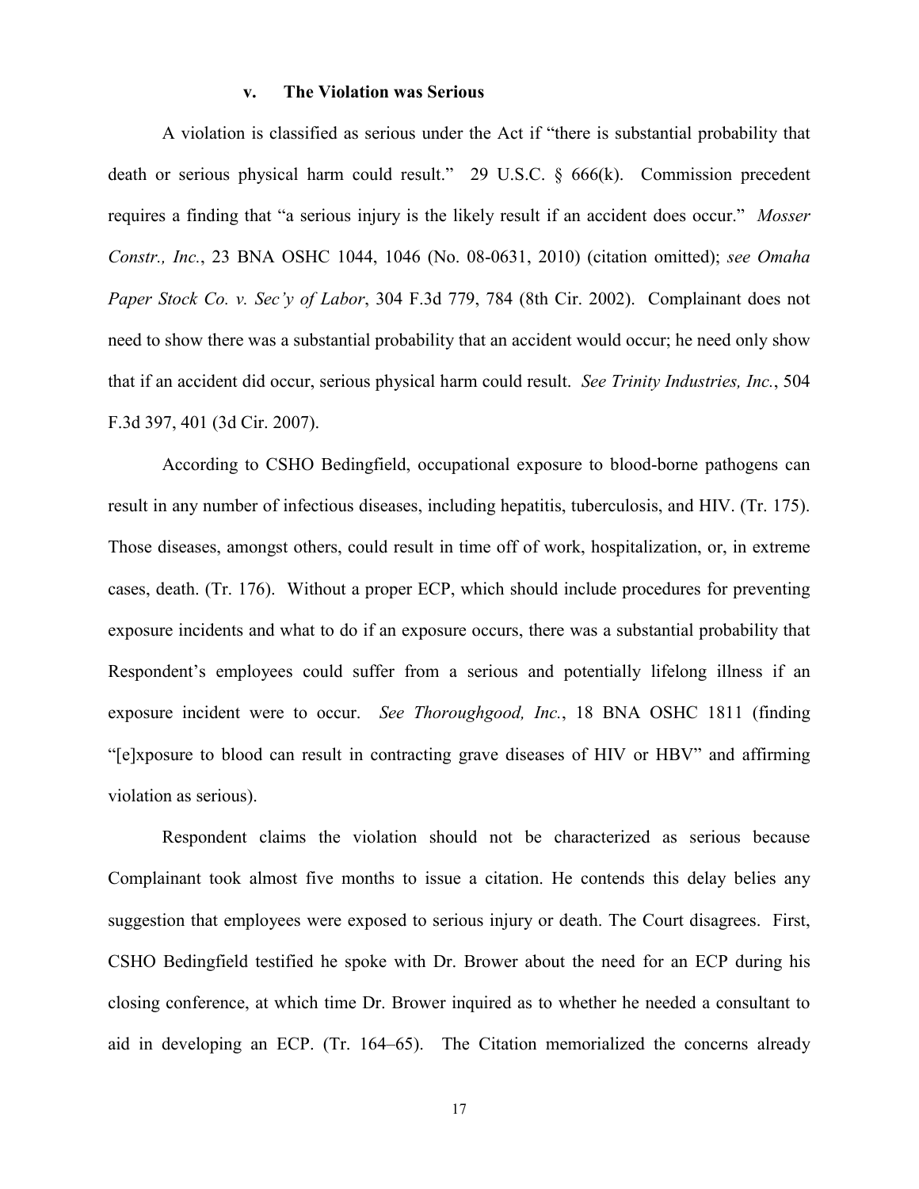### v. The Violation was Serious

A violation is classified as serious under the Act if "there is substantial probability that death or serious physical harm could result." 29 U.S.C. § 666(k). Commission precedent requires a finding that "a serious injury is the likely result if an accident does occur." *Mosser Constr., Inc.*, 23 BNA OSHC 1044, 1046 (No. 08-0631, 2010) (citation omitted); *see Omaha Paper Stock Co. v. Sec'y of Labor*, 304 F.3d 779, 784 (8th Cir. 2002). Complainant does not need to show there was a substantial probability that an accident would occur; he need only show that if an accident did occur, serious physical harm could result. *See Trinity Industries, Inc.*, 504 F.3d 397, 401 (3d Cir. 2007).

According to CSHO Bedingfield, occupational exposure to blood-borne pathogens can result in any number of infectious diseases, including hepatitis, tuberculosis, and HIV. (Tr. 175). Those diseases, amongst others, could result in time off of work, hospitalization, or, in extreme cases, death. (Tr. 176). Without a proper ECP, which should include procedures for preventing exposure incidents and what to do if an exposure occurs, there was a substantial probability that Respondent's employees could suffer from a serious and potentially lifelong illness if an exposure incident were to occur. *See Thoroughgood, Inc.*, 18 BNA OSHC 1811 (finding "[e]xposure to blood can result in contracting grave diseases of HIV or HBV" and affirming violation as serious).

Respondent claims the violation should not be characterized as serious because Complainant took almost five months to issue a citation. He contends this delay belies any suggestion that employees were exposed to serious injury or death. The Court disagrees. First, CSHO Bedingfield testified he spoke with Dr. Brower about the need for an ECP during his closing conference, at which time Dr. Brower inquired as to whether he needed a consultant to aid in developing an ECP. (Tr. 164–65). The Citation memorialized the concerns already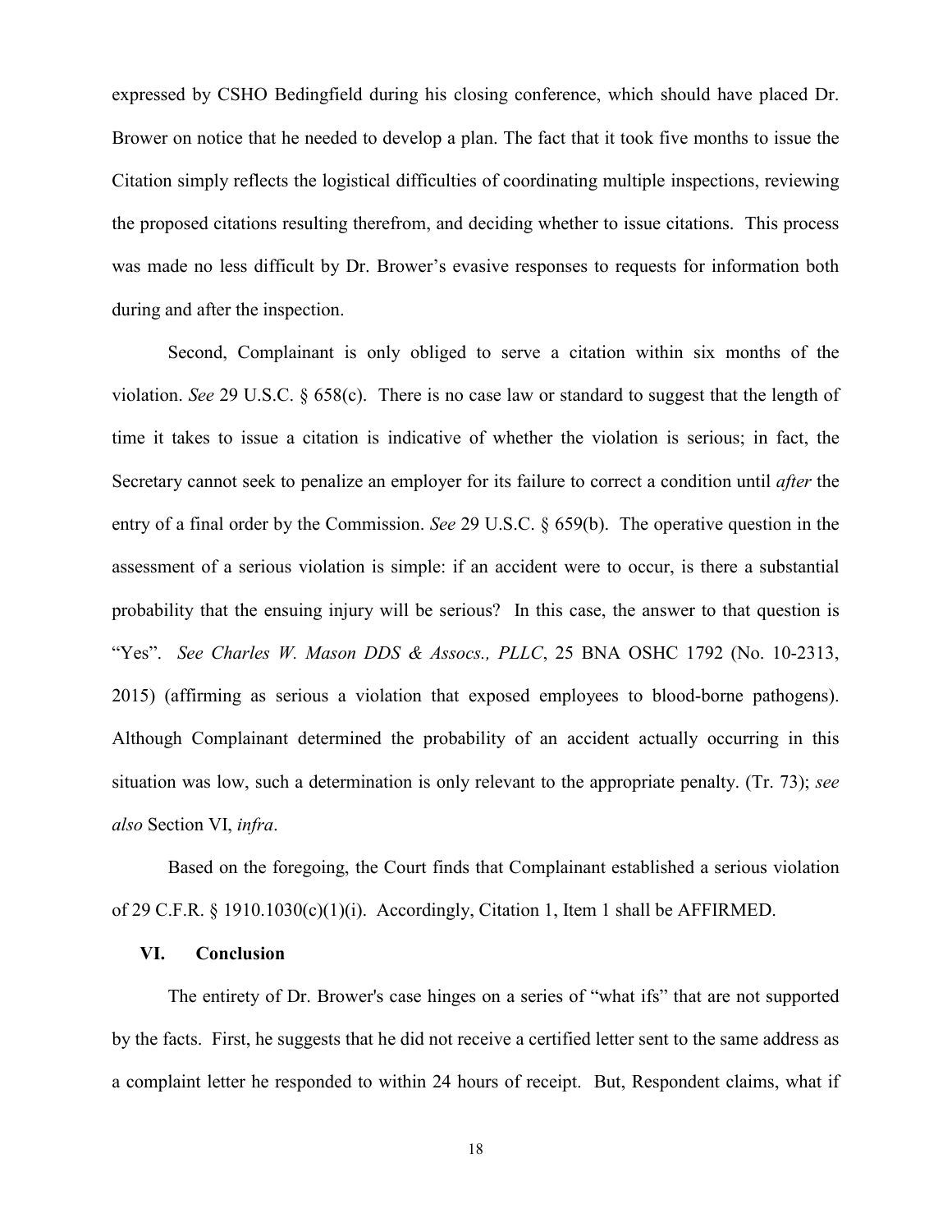expressed by CSHO Bedingfield during his closing conference, which should have placed Dr. Brower on notice that he needed to develop a plan. The fact that it took five months to issue the Citation simply reflects the logistical difficulties of coordinating multiple inspections, reviewing the proposed citations resulting therefrom, and deciding whether to issue citations. This process was made no less difficult by Dr. Brower's evasive responses to requests for information both during and after the inspection.

Second, Complainant is only obliged to serve a citation within six months of the violation. *See* 29 U.S.C. § 658(c). There is no case law or standard to suggest that the length of time it takes to issue a citation is indicative of whether the violation is serious; in fact, the Secretary cannot seek to penalize an employer for its failure to correct a condition until *after* the entry of a final order by the Commission. *See* 29 U.S.C. § 659(b). The operative question in the assessment of a serious violation is simple: if an accident were to occur, is there a substantial probability that the ensuing injury will be serious? In this case, the answer to that question is "Yes". *See Charles W. Mason DDS & Assocs., PLLC*, 25 BNA OSHC 1792 (No. 10-2313, 2015) (affirming as serious a violation that exposed employees to blood-borne pathogens). Although Complainant determined the probability of an accident actually occurring in this situation was low, such a determination is only relevant to the appropriate penalty. (Tr. 73); *see also* Section VI, *infra*.

Based on the foregoing, the Court finds that Complainant established a serious violation of 29 C.F.R. § 1910.1030(c)(1)(i). Accordingly, Citation 1, Item 1 shall be AFFIRMED.

## VI. Conclusion

The entirety of Dr. Brower's case hinges on a series of "what ifs" that are not supported by the facts. First, he suggests that he did not receive a certified letter sent to the same address as a complaint letter he responded to within 24 hours of receipt. But, Respondent claims, what if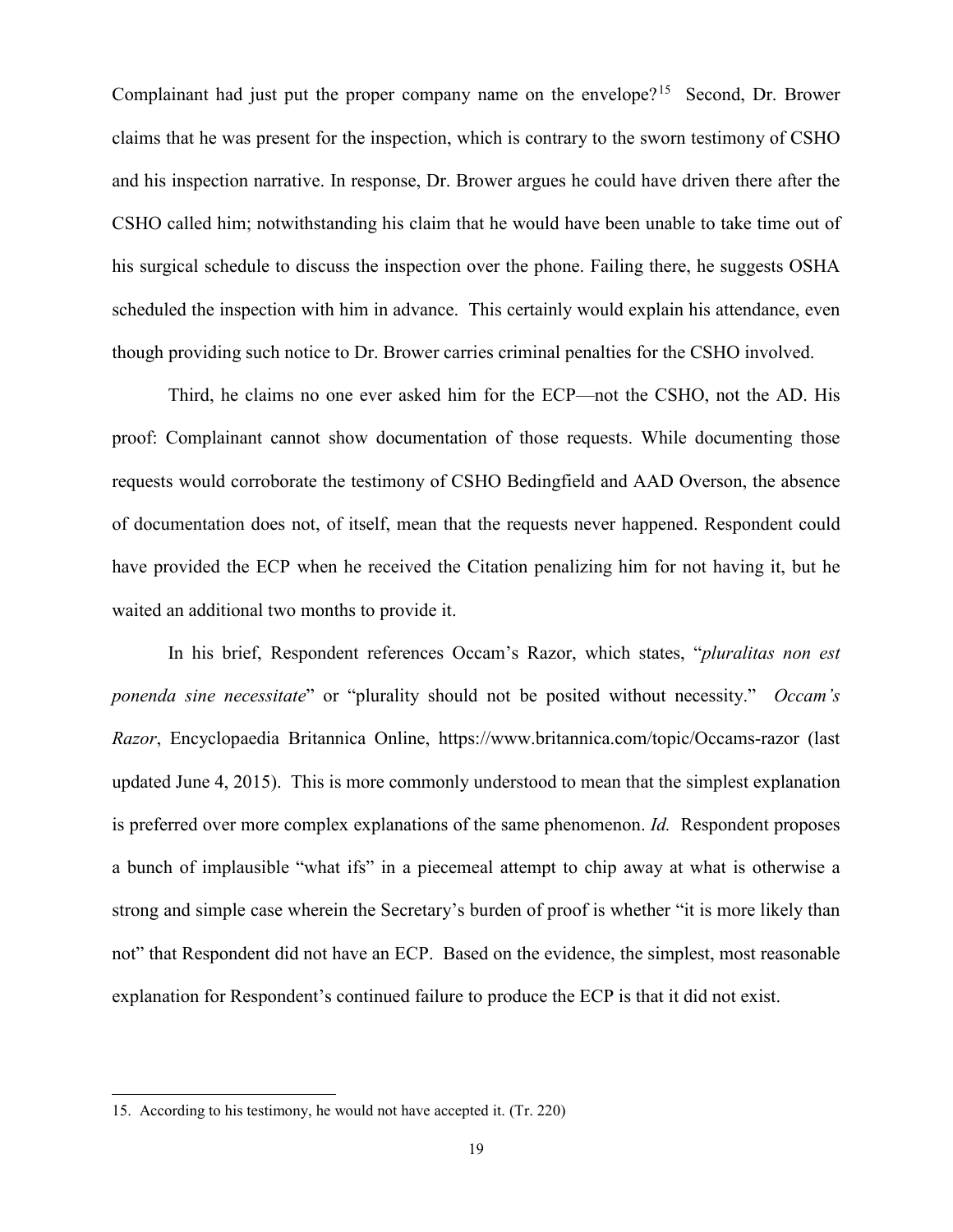Complainant had just put the proper company name on the envelope?[15] Second, Dr. Brower claims that he was present for the inspection, which is contrary to the sworn testimony of CSHO and his inspection narrative. In response, Dr. Brower argues he could have driven there after the CSHO called him; notwithstanding his claim that he would have been unable to take time out of his surgical schedule to discuss the inspection over the phone. Failing there, he suggests OSHA scheduled the inspection with him in advance. This certainly would explain his attendance, even though providing such notice to Dr. Brower carries criminal penalties for the CSHO involved.

Third, he claims no one ever asked him for the ECP—not the CSHO, not the AD. His proof: Complainant cannot show documentation of those requests. While documenting those requests would corroborate the testimony of CSHO Bedingfield and AAD Overson, the absence of documentation does not, of itself, mean that the requests never happened. Respondent could have provided the ECP when he received the Citation penalizing him for not having it, but he waited an additional two months to provide it.

In his brief, Respondent references Occam's Razor, which states, "*pluralitas non est ponenda sine necessitate*" or "plurality should not be posited without necessity." *Occam's Razor*, Encyclopaedia Britannica Online, https://www.britannica.com/topic/Occams-razor (last updated June 4, 2015). This is more commonly understood to mean that the simplest explanation is preferred over more complex explanations of the same phenomenon. *Id.* Respondent proposes a bunch of implausible "what ifs" in a piecemeal attempt to chip away at what is otherwise a strong and simple case wherein the Secretary's burden of proof is whether "it is more likely than not" that Respondent did not have an ECP. Based on the evidence, the simplest, most reasonable explanation for Respondent's continued failure to produce the ECP is that it did not exist.

---

15. According to his testimony, he would not have accepted it. (Tr. 220)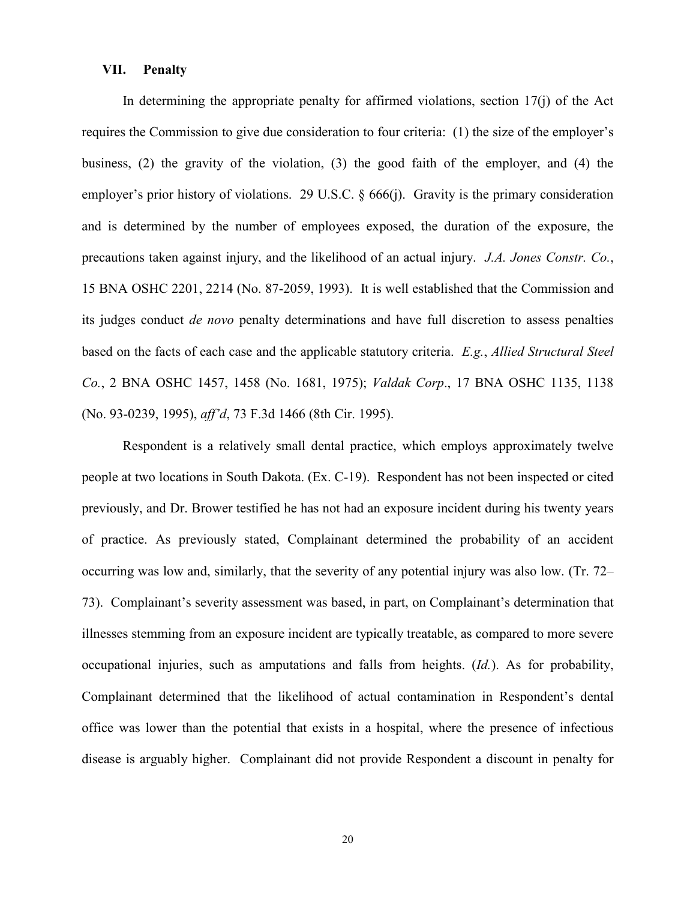## VII. Penalty

In determining the appropriate penalty for affirmed violations, section 17(j) of the Act requires the Commission to give due consideration to four criteria: (1) the size of the employer's business, (2) the gravity of the violation, (3) the good faith of the employer, and (4) the employer's prior history of violations. 29 U.S.C. § 666(j). Gravity is the primary consideration and is determined by the number of employees exposed, the duration of the exposure, the precautions taken against injury, and the likelihood of an actual injury. *J.A. Jones Constr. Co.*, 15 BNA OSHC 2201, 2214 (No. 87-2059, 1993). It is well established that the Commission and its judges conduct *de novo* penalty determinations and have full discretion to assess penalties based on the facts of each case and the applicable statutory criteria. *E.g.*, *Allied Structural Steel Co.*, 2 BNA OSHC 1457, 1458 (No. 1681, 1975); *Valdak Corp*., 17 BNA OSHC 1135, 1138 (No. 93-0239, 1995), *aff'd*, 73 F.3d 1466 (8th Cir. 1995).

Respondent is a relatively small dental practice, which employs approximately twelve people at two locations in South Dakota. (Ex. C-19). Respondent has not been inspected or cited previously, and Dr. Brower testified he has not had an exposure incident during his twenty years of practice. As previously stated, Complainant determined the probability of an accident occurring was low and, similarly, that the severity of any potential injury was also low. (Tr. 72–73). Complainant's severity assessment was based, in part, on Complainant's determination that illnesses stemming from an exposure incident are typically treatable, as compared to more severe occupational injuries, such as amputations and falls from heights. (*Id.*). As for probability, Complainant determined that the likelihood of actual contamination in Respondent's dental office was lower than the potential that exists in a hospital, where the presence of infectious disease is arguably higher. Complainant did not provide Respondent a discount in penalty for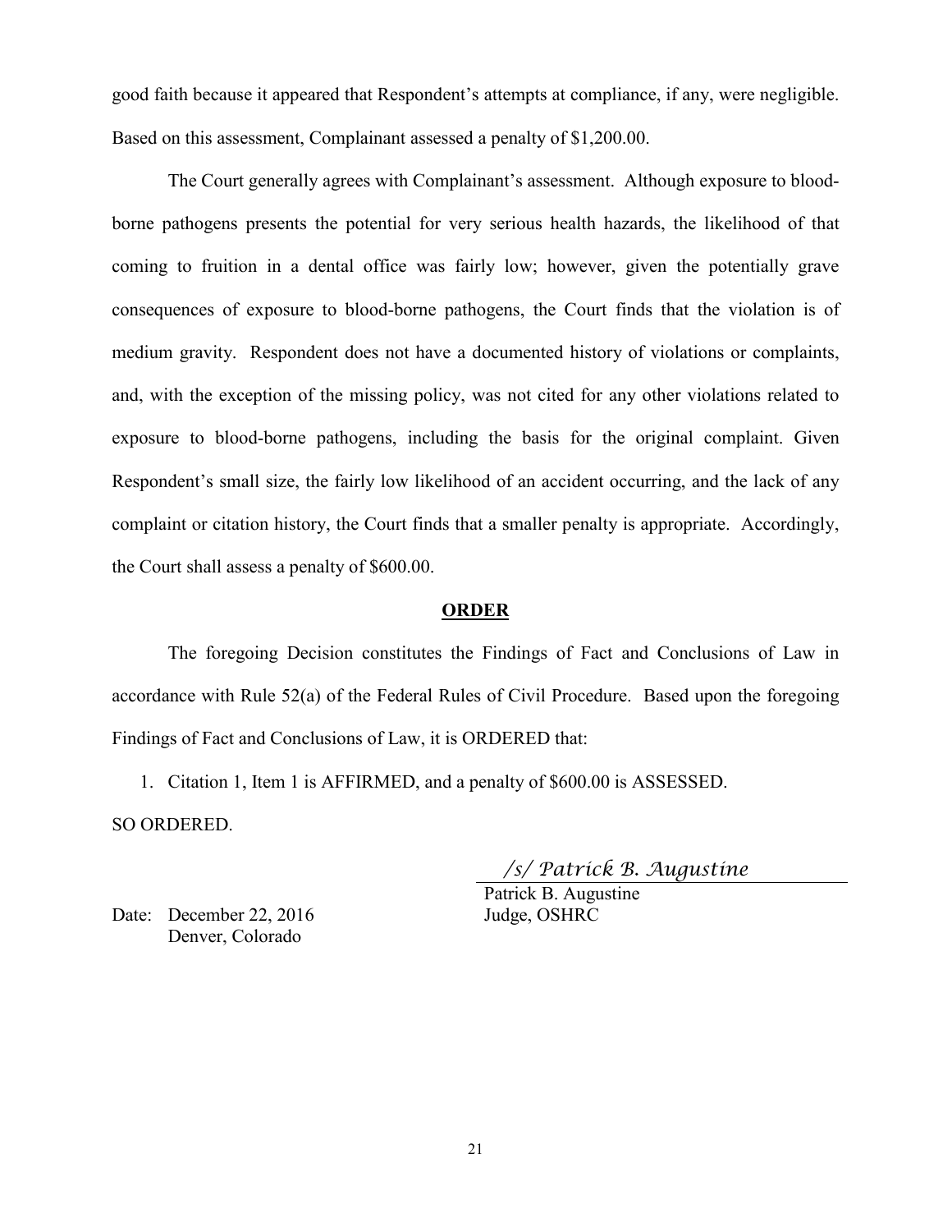good faith because it appeared that Respondent's attempts at compliance, if any, were negligible. Based on this assessment, Complainant assessed a penalty of $1,200.00.

The Court generally agrees with Complainant's assessment. Although exposure to blood-borne pathogens presents the potential for very serious health hazards, the likelihood of that coming to fruition in a dental office was fairly low; however, given the potentially grave consequences of exposure to blood-borne pathogens, the Court finds that the violation is of medium gravity. Respondent does not have a documented history of violations or complaints, and, with the exception of the missing policy, was not cited for any other violations related to exposure to blood-borne pathogens, including the basis for the original complaint. Given Respondent's small size, the fairly low likelihood of an accident occurring, and the lack of any complaint or citation history, the Court finds that a smaller penalty is appropriate. Accordingly, the Court shall assess a penalty of $600.00.

## ORDER

The foregoing Decision constitutes the Findings of Fact and Conclusions of Law in accordance with Rule 52(a) of the Federal Rules of Civil Procedure. Based upon the foregoing Findings of Fact and Conclusions of Law, it is ORDERED that:

1. Citation 1, Item 1 is AFFIRMED, and a penalty of $600.00 is ASSESSED.

SO ORDERED.

*/s/ Patrick B. Augustine*

Patrick B. Augustine
Judge, OSHRC

Date: December 22, 2016
Denver, Colorado